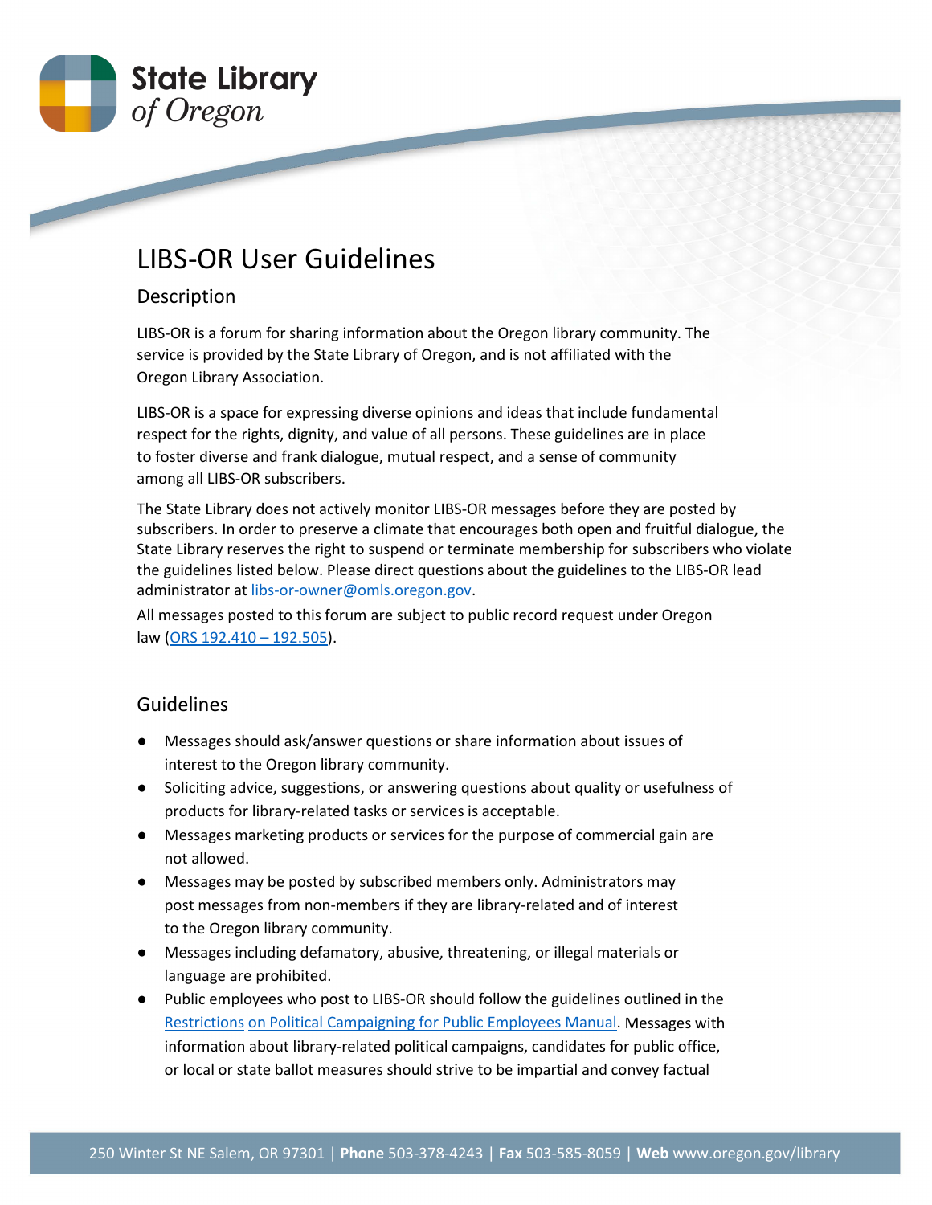# LIBS-OR User Guidelines

## Description

LIBS-OR is a forum for sharing information about the Oregon library community. The service is provided by the State Library of Oregon, and is not affiliated with the Oregon Library Association.

LIBS-OR is a space for expressing diverse opinions and ideas that include fundamental respect for the rights, dignity, and value of all persons. These guidelines are in place to foster diverse and frank dialogue, mutual respect, and a sense of community among all LIBS-OR subscribers.

The State Library does not actively monitor LIBS-OR messages before they are posted by subscribers. In order to preserve a climate that encourages both open and fruitful dialogue, the State Library reserves the right to suspend or terminate membership for subscribers who violate the guidelines listed below. Please direct questions about the guidelines to the LIBS-OR lead administrator at [libs-or-owner@omls.oregon.gov](mailto:libs-or-owner@omls.oregon.gov).

All messages posted to this forum are subject to public record request under Oregon law (ORS 192.410 – 192.505).

## Guidelines

- Messages should ask/answer questions or share information about issues of interest to the Oregon library community.
- Soliciting advice, suggestions, or answering questions about quality or usefulness of products for library-related tasks or services is acceptable.
- Messages marketing products or services for the purpose of commercial gain are not allowed.
- Messages may be posted by subscribed members only. Administrators may post messages from non-members if they are library-related and of interest to the Oregon library community.
- Messages including defamatory, abusive, threatening, or illegal materials or language are prohibited.
- Public employees who post to LIBS-OR should follow the guidelines outlined in the Restrictions on Political Campaigning for Public Employees Manual. Messages with information about library-related political campaigns, candidates for public office, or local or state ballot measures should strive to be impartial and convey factual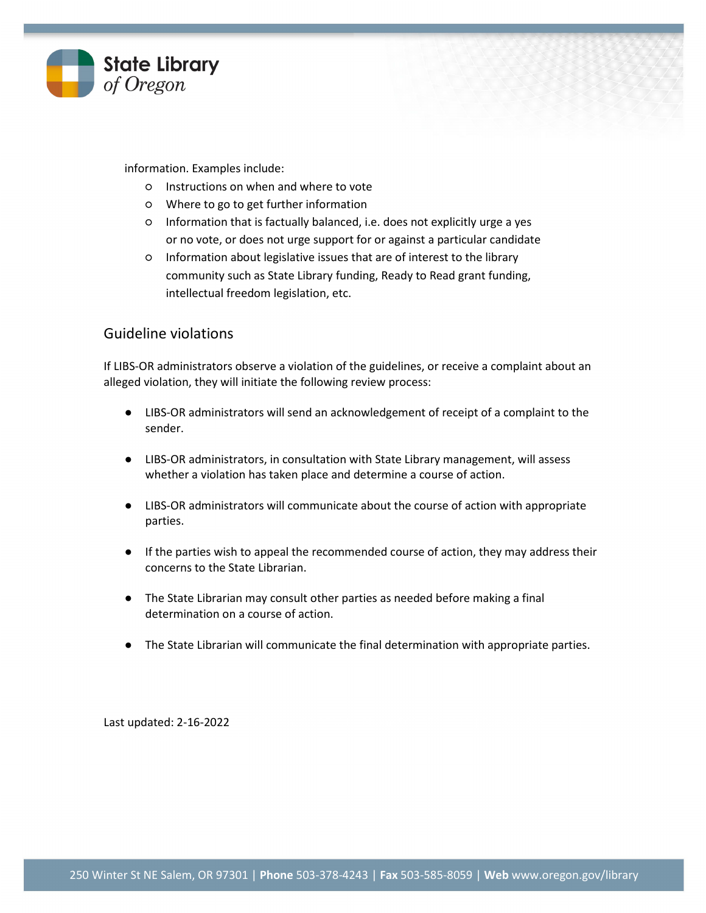information. Examples include:

- Instructions on when and where to vote
- Where to go to get further information
- Information that is factually balanced, i.e. does not explicitly urge a yes or no vote, or does not urge support for or against a particular candidate
- Information about legislative issues that are of interest to the library community such as State Library funding, Ready to Read grant funding, intellectual freedom legislation, etc.

## Guideline violations

If LIBS-OR administrators observe a violation of the guidelines, or receive a complaint about an alleged violation, they will initiate the following review process:

- LIBS-OR administrators will send an acknowledgement of receipt of a complaint to the sender.
- LIBS-OR administrators, in consultation with State Library management, will assess whether a violation has taken place and determine a course of action.
- LIBS-OR administrators will communicate about the course of action with appropriate parties.
- If the parties wish to appeal the recommended course of action, they may address their concerns to the State Librarian.
- The State Librarian may consult other parties as needed before making a final determination on a course of action.
- The State Librarian will communicate the final determination with appropriate parties.

Last updated: 2-16-2022